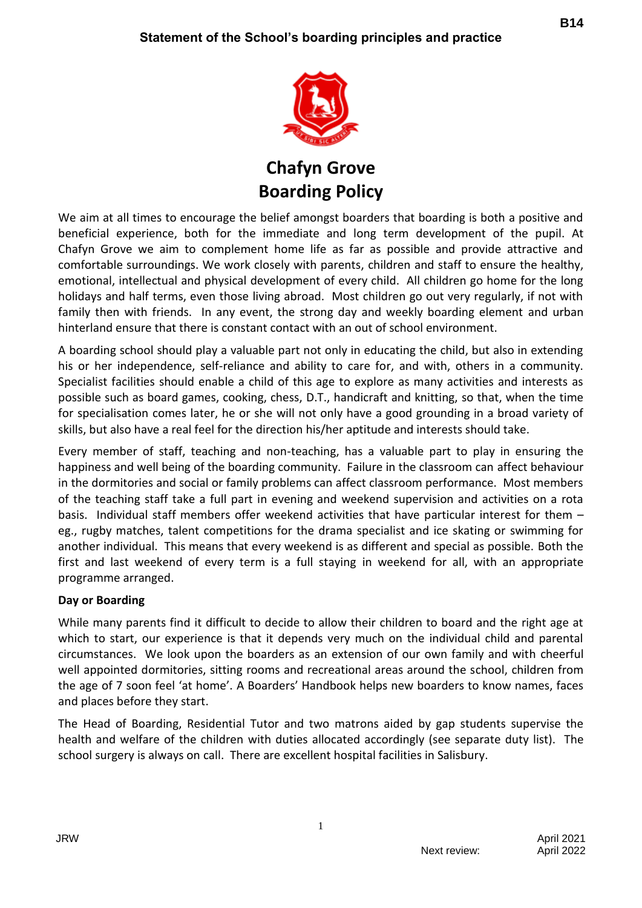B14

**Statement of the School's boarding principles and practice**

# Chafyn Grove
# Boarding Policy

We aim at all times to encourage the belief amongst boarders that boarding is both a positive and beneficial experience, both for the immediate and long term development of the pupil. At Chafyn Grove we aim to complement home life as far as possible and provide attractive and comfortable surroundings. We work closely with parents, children and staff to ensure the healthy, emotional, intellectual and physical development of every child. All children go home for the long holidays and half terms, even those living abroad. Most children go out very regularly, if not with family then with friends. In any event, the strong day and weekly boarding element and urban hinterland ensure that there is constant contact with an out of school environment.

A boarding school should play a valuable part not only in educating the child, but also in extending his or her independence, self-reliance and ability to care for, and with, others in a community. Specialist facilities should enable a child of this age to explore as many activities and interests as possible such as board games, cooking, chess, D.T., handicraft and knitting, so that, when the time for specialisation comes later, he or she will not only have a good grounding in a broad variety of skills, but also have a real feel for the direction his/her aptitude and interests should take.

Every member of staff, teaching and non-teaching, has a valuable part to play in ensuring the happiness and well being of the boarding community. Failure in the classroom can affect behaviour in the dormitories and social or family problems can affect classroom performance. Most members of the teaching staff take a full part in evening and weekend supervision and activities on a rota basis. Individual staff members offer weekend activities that have particular interest for them – eg., rugby matches, talent competitions for the drama specialist and ice skating or swimming for another individual. This means that every weekend is as different and special as possible. Both the first and last weekend of every term is a full staying in weekend for all, with an appropriate programme arranged.

**Day or Boarding**

While many parents find it difficult to decide to allow their children to board and the right age at which to start, our experience is that it depends very much on the individual child and parental circumstances. We look upon the boarders as an extension of our own family and with cheerful well appointed dormitories, sitting rooms and recreational areas around the school, children from the age of 7 soon feel 'at home'. A Boarders' Handbook helps new boarders to know names, faces and places before they start.

The Head of Boarding, Residential Tutor and two matrons aided by gap students supervise the health and welfare of the children with duties allocated accordingly (see separate duty list). The school surgery is always on call. There are excellent hospital facilities in Salisbury.

JRW April 2021
Next review: April 2022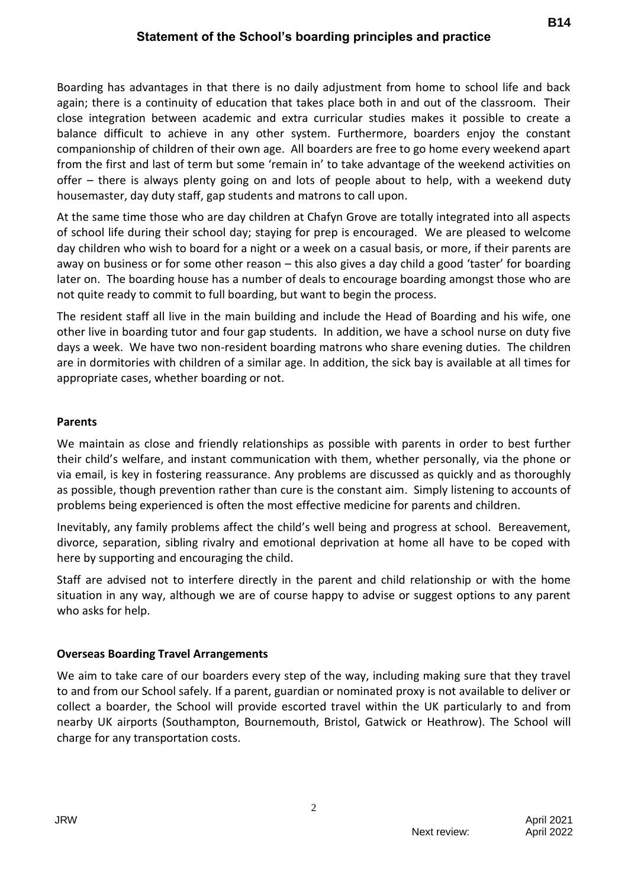# Statement of the School's boarding principles and practice

Boarding has advantages in that there is no daily adjustment from home to school life and back again; there is a continuity of education that takes place both in and out of the classroom. Their close integration between academic and extra curricular studies makes it possible to create a balance difficult to achieve in any other system. Furthermore, boarders enjoy the constant companionship of children of their own age. All boarders are free to go home every weekend apart from the first and last of term but some 'remain in' to take advantage of the weekend activities on offer – there is always plenty going on and lots of people about to help, with a weekend duty housemaster, day duty staff, gap students and matrons to call upon.

At the same time those who are day children at Chafyn Grove are totally integrated into all aspects of school life during their school day; staying for prep is encouraged. We are pleased to welcome day children who wish to board for a night or a week on a casual basis, or more, if their parents are away on business or for some other reason – this also gives a day child a good 'taster' for boarding later on. The boarding house has a number of deals to encourage boarding amongst those who are not quite ready to commit to full boarding, but want to begin the process.

The resident staff all live in the main building and include the Head of Boarding and his wife, one other live in boarding tutor and four gap students. In addition, we have a school nurse on duty five days a week. We have two non-resident boarding matrons who share evening duties. The children are in dormitories with children of a similar age. In addition, the sick bay is available at all times for appropriate cases, whether boarding or not.

**Parents**

We maintain as close and friendly relationships as possible with parents in order to best further their child's welfare, and instant communication with them, whether personally, via the phone or via email, is key in fostering reassurance. Any problems are discussed as quickly and as thoroughly as possible, though prevention rather than cure is the constant aim. Simply listening to accounts of problems being experienced is often the most effective medicine for parents and children.

Inevitably, any family problems affect the child's well being and progress at school. Bereavement, divorce, separation, sibling rivalry and emotional deprivation at home all have to be coped with here by supporting and encouraging the child.

Staff are advised not to interfere directly in the parent and child relationship or with the home situation in any way, although we are of course happy to advise or suggest options to any parent who asks for help.

**Overseas Boarding Travel Arrangements**

We aim to take care of our boarders every step of the way, including making sure that they travel to and from our School safely. If a parent, guardian or nominated proxy is not available to deliver or collect a boarder, the School will provide escorted travel within the UK particularly to and from nearby UK airports (Southampton, Bournemouth, Bristol, Gatwick or Heathrow). The School will charge for any transportation costs.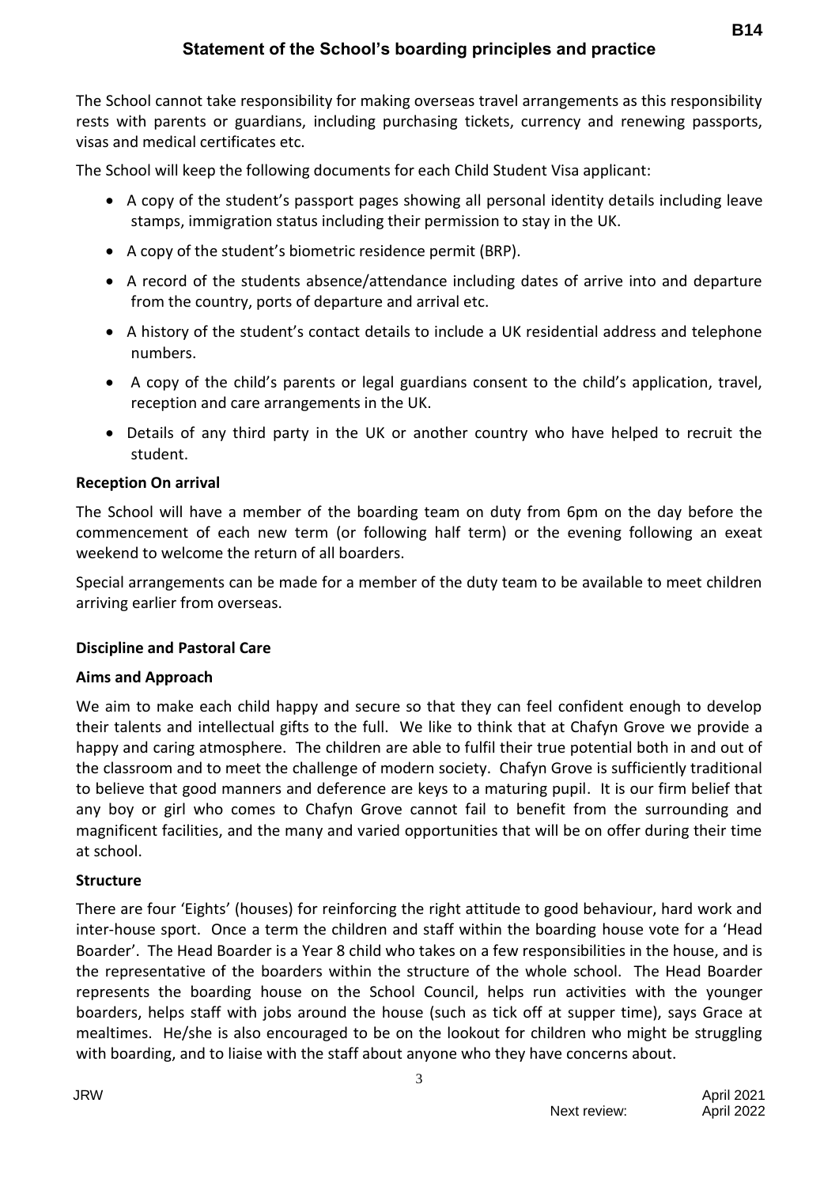The School cannot take responsibility for making overseas travel arrangements as this responsibility rests with parents or guardians, including purchasing tickets, currency and renewing passports, visas and medical certificates etc.

The School will keep the following documents for each Child Student Visa applicant:

- A copy of the student's passport pages showing all personal identity details including leave stamps, immigration status including their permission to stay in the UK.
- A copy of the student's biometric residence permit (BRP).
- A record of the students absence/attendance including dates of arrive into and departure from the country, ports of departure and arrival etc.
- A history of the student's contact details to include a UK residential address and telephone numbers.
- A copy of the child's parents or legal guardians consent to the child's application, travel, reception and care arrangements in the UK.
- Details of any third party in the UK or another country who have helped to recruit the student.

**Reception On arrival**

The School will have a member of the boarding team on duty from 6pm on the day before the commencement of each new term (or following half term) or the evening following an exeat weekend to welcome the return of all boarders.

Special arrangements can be made for a member of the duty team to be available to meet children arriving earlier from overseas.

**Discipline and Pastoral Care**

**Aims and Approach**

We aim to make each child happy and secure so that they can feel confident enough to develop their talents and intellectual gifts to the full. We like to think that at Chafyn Grove we provide a happy and caring atmosphere. The children are able to fulfil their true potential both in and out of the classroom and to meet the challenge of modern society. Chafyn Grove is sufficiently traditional to believe that good manners and deference are keys to a maturing pupil. It is our firm belief that any boy or girl who comes to Chafyn Grove cannot fail to benefit from the surrounding and magnificent facilities, and the many and varied opportunities that will be on offer during their time at school.

**Structure**

There are four 'Eights' (houses) for reinforcing the right attitude to good behaviour, hard work and inter-house sport. Once a term the children and staff within the boarding house vote for a 'Head Boarder'. The Head Boarder is a Year 8 child who takes on a few responsibilities in the house, and is the representative of the boarders within the structure of the whole school. The Head Boarder represents the boarding house on the School Council, helps run activities with the younger boarders, helps staff with jobs around the house (such as tick off at supper time), says Grace at mealtimes. He/she is also encouraged to be on the lookout for children who might be struggling with boarding, and to liaise with the staff about anyone who they have concerns about.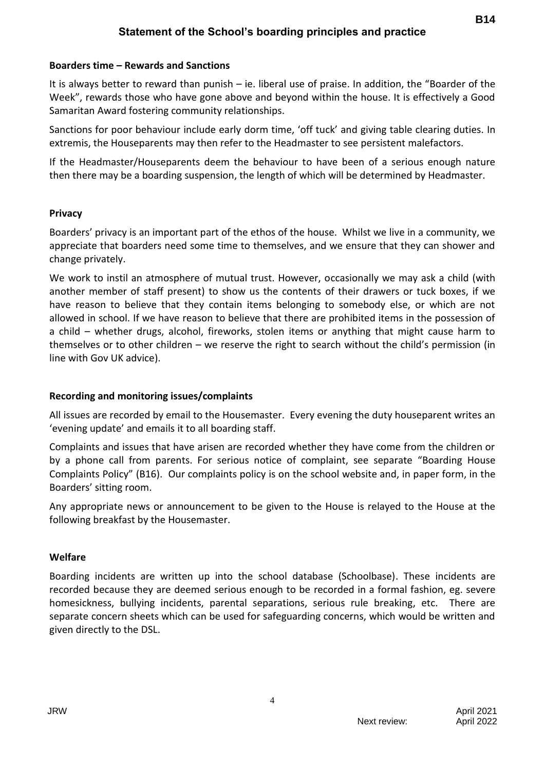## Boarders time – Rewards and Sanctions

It is always better to reward than punish – ie. liberal use of praise. In addition, the "Boarder of the Week", rewards those who have gone above and beyond within the house. It is effectively a Good Samaritan Award fostering community relationships.

Sanctions for poor behaviour include early dorm time, 'off tuck' and giving table clearing duties. In extremis, the Houseparents may then refer to the Headmaster to see persistent malefactors.

If the Headmaster/Houseparents deem the behaviour to have been of a serious enough nature then there may be a boarding suspension, the length of which will be determined by Headmaster.

## Privacy

Boarders' privacy is an important part of the ethos of the house. Whilst we live in a community, we appreciate that boarders need some time to themselves, and we ensure that they can shower and change privately.

We work to instil an atmosphere of mutual trust. However, occasionally we may ask a child (with another member of staff present) to show us the contents of their drawers or tuck boxes, if we have reason to believe that they contain items belonging to somebody else, or which are not allowed in school. If we have reason to believe that there are prohibited items in the possession of a child – whether drugs, alcohol, fireworks, stolen items or anything that might cause harm to themselves or to other children – we reserve the right to search without the child's permission (in line with Gov UK advice).

## Recording and monitoring issues/complaints

All issues are recorded by email to the Housemaster. Every evening the duty houseparent writes an 'evening update' and emails it to all boarding staff.

Complaints and issues that have arisen are recorded whether they have come from the children or by a phone call from parents. For serious notice of complaint, see separate "Boarding House Complaints Policy" (B16). Our complaints policy is on the school website and, in paper form, in the Boarders' sitting room.

Any appropriate news or announcement to be given to the House is relayed to the House at the following breakfast by the Housemaster.

## Welfare

Boarding incidents are written up into the school database (Schoolbase). These incidents are recorded because they are deemed serious enough to be recorded in a formal fashion, eg. severe homesickness, bullying incidents, parental separations, serious rule breaking, etc. There are separate concern sheets which can be used for safeguarding concerns, which would be written and given directly to the DSL.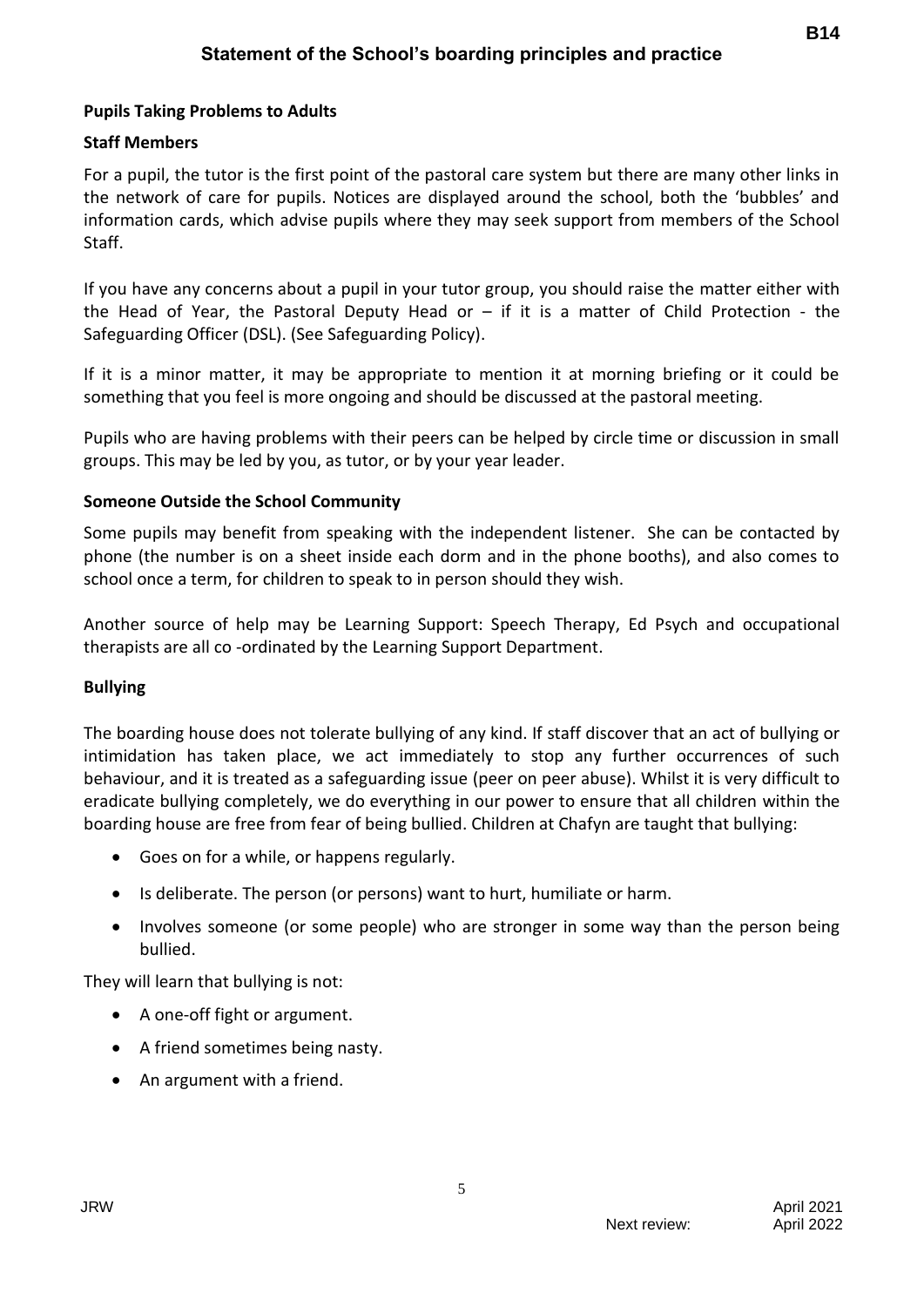**Pupils Taking Problems to Adults**

**Staff Members**

For a pupil, the tutor is the first point of the pastoral care system but there are many other links in the network of care for pupils. Notices are displayed around the school, both the 'bubbles' and information cards, which advise pupils where they may seek support from members of the School Staff.

If you have any concerns about a pupil in your tutor group, you should raise the matter either with the Head of Year, the Pastoral Deputy Head or – if it is a matter of Child Protection - the Safeguarding Officer (DSL). (See Safeguarding Policy).

If it is a minor matter, it may be appropriate to mention it at morning briefing or it could be something that you feel is more ongoing and should be discussed at the pastoral meeting.

Pupils who are having problems with their peers can be helped by circle time or discussion in small groups. This may be led by you, as tutor, or by your year leader.

**Someone Outside the School Community**

Some pupils may benefit from speaking with the independent listener. She can be contacted by phone (the number is on a sheet inside each dorm and in the phone booths), and also comes to school once a term, for children to speak to in person should they wish.

Another source of help may be Learning Support: Speech Therapy, Ed Psych and occupational therapists are all co -ordinated by the Learning Support Department.

**Bullying**

The boarding house does not tolerate bullying of any kind. If staff discover that an act of bullying or intimidation has taken place, we act immediately to stop any further occurrences of such behaviour, and it is treated as a safeguarding issue (peer on peer abuse). Whilst it is very difficult to eradicate bullying completely, we do everything in our power to ensure that all children within the boarding house are free from fear of being bullied. Children at Chafyn are taught that bullying:

- Goes on for a while, or happens regularly.
- Is deliberate. The person (or persons) want to hurt, humiliate or harm.
- Involves someone (or some people) who are stronger in some way than the person being bullied.

They will learn that bullying is not:

- A one-off fight or argument.
- A friend sometimes being nasty.
- An argument with a friend.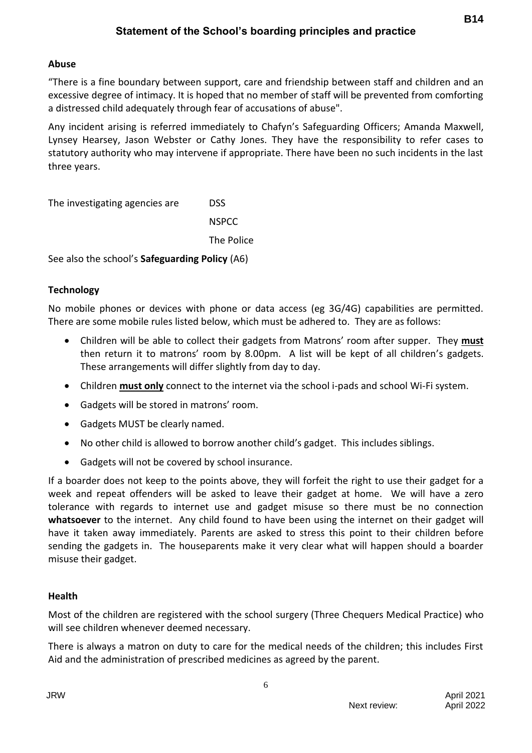### Abuse

"There is a fine boundary between support, care and friendship between staff and children and an excessive degree of intimacy. It is hoped that no member of staff will be prevented from comforting a distressed child adequately through fear of accusations of abuse".

Any incident arising is referred immediately to Chafyn's Safeguarding Officers; Amanda Maxwell, Lynsey Hearsey, Jason Webster or Cathy Jones. They have the responsibility to refer cases to statutory authority who may intervene if appropriate. There have been no such incidents in the last three years.

The investigating agencies are DSS
NSPCC
The Police

See also the school's **Safeguarding Policy** (A6)

### Technology

No mobile phones or devices with phone or data access (eg 3G/4G) capabilities are permitted. There are some mobile rules listed below, which must be adhered to. They are as follows:

- Children will be able to collect their gadgets from Matrons' room after supper. They **must** then return it to matrons' room by 8.00pm. A list will be kept of all children's gadgets. These arrangements will differ slightly from day to day.
- Children **must only** connect to the internet via the school i-pads and school Wi-Fi system.
- Gadgets will be stored in matrons' room.
- Gadgets MUST be clearly named.
- No other child is allowed to borrow another child's gadget. This includes siblings.
- Gadgets will not be covered by school insurance.

If a boarder does not keep to the points above, they will forfeit the right to use their gadget for a week and repeat offenders will be asked to leave their gadget at home. We will have a zero tolerance with regards to internet use and gadget misuse so there must be no connection **whatsoever** to the internet. Any child found to have been using the internet on their gadget will have it taken away immediately. Parents are asked to stress this point to their children before sending the gadgets in. The houseparents make it very clear what will happen should a boarder misuse their gadget.

### Health

Most of the children are registered with the school surgery (Three Chequers Medical Practice) who will see children whenever deemed necessary.

There is always a matron on duty to care for the medical needs of the children; this includes First Aid and the administration of prescribed medicines as agreed by the parent.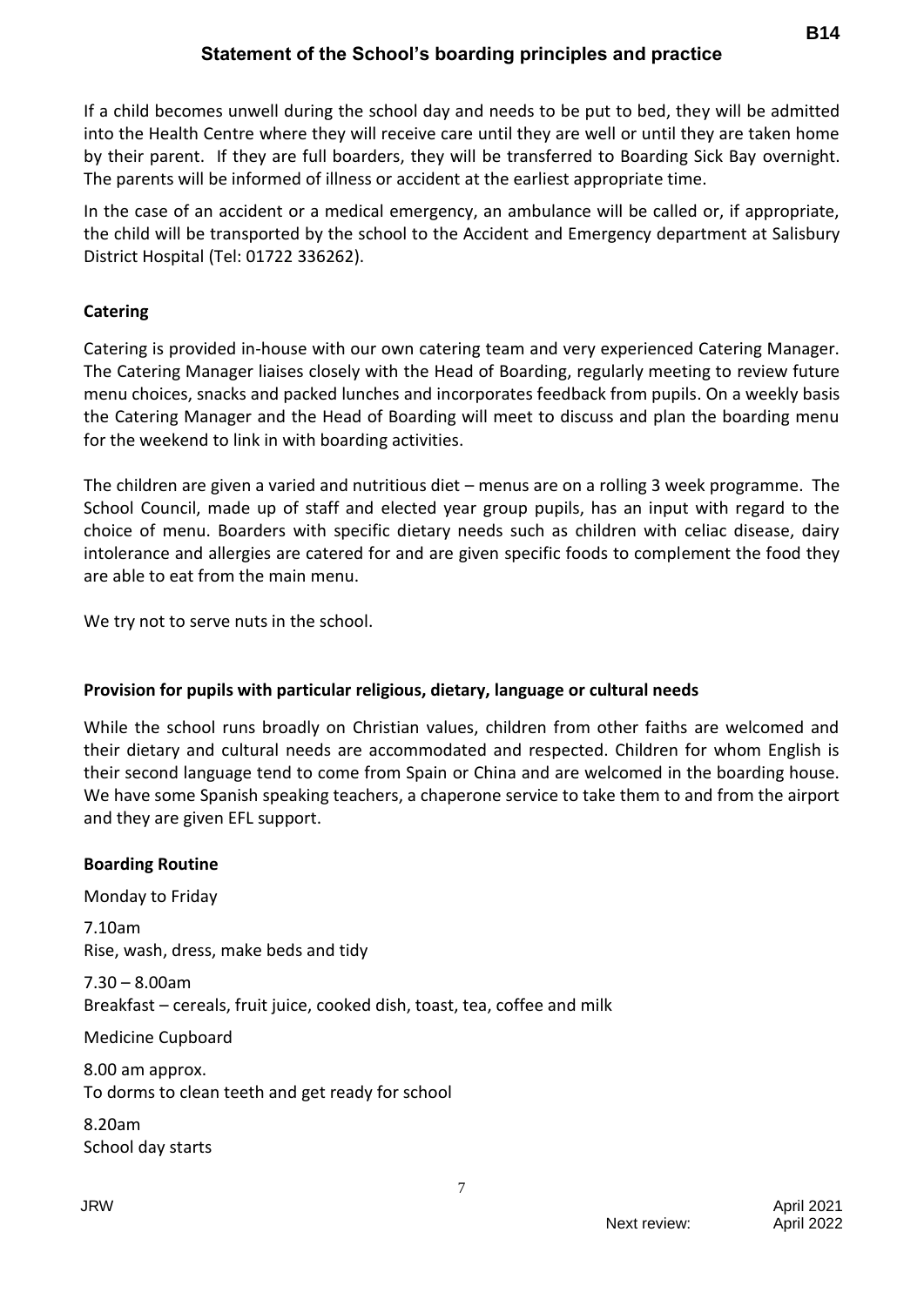If a child becomes unwell during the school day and needs to be put to bed, they will be admitted into the Health Centre where they will receive care until they are well or until they are taken home by their parent. If they are full boarders, they will be transferred to Boarding Sick Bay overnight. The parents will be informed of illness or accident at the earliest appropriate time.

In the case of an accident or a medical emergency, an ambulance will be called or, if appropriate, the child will be transported by the school to the Accident and Emergency department at Salisbury District Hospital (Tel: 01722 336262).

**Catering**

Catering is provided in-house with our own catering team and very experienced Catering Manager. The Catering Manager liaises closely with the Head of Boarding, regularly meeting to review future menu choices, snacks and packed lunches and incorporates feedback from pupils. On a weekly basis the Catering Manager and the Head of Boarding will meet to discuss and plan the boarding menu for the weekend to link in with boarding activities.

The children are given a varied and nutritious diet – menus are on a rolling 3 week programme. The School Council, made up of staff and elected year group pupils, has an input with regard to the choice of menu. Boarders with specific dietary needs such as children with celiac disease, dairy intolerance and allergies are catered for and are given specific foods to complement the food they are able to eat from the main menu.

We try not to serve nuts in the school.

**Provision for pupils with particular religious, dietary, language or cultural needs**

While the school runs broadly on Christian values, children from other faiths are welcomed and their dietary and cultural needs are accommodated and respected. Children for whom English is their second language tend to come from Spain or China and are welcomed in the boarding house. We have some Spanish speaking teachers, a chaperone service to take them to and from the airport and they are given EFL support.

**Boarding Routine**

Monday to Friday

7.10am
Rise, wash, dress, make beds and tidy

7.30 – 8.00am
Breakfast – cereals, fruit juice, cooked dish, toast, tea, coffee and milk

Medicine Cupboard

8.00 am approx.
To dorms to clean teeth and get ready for school

8.20am
School day starts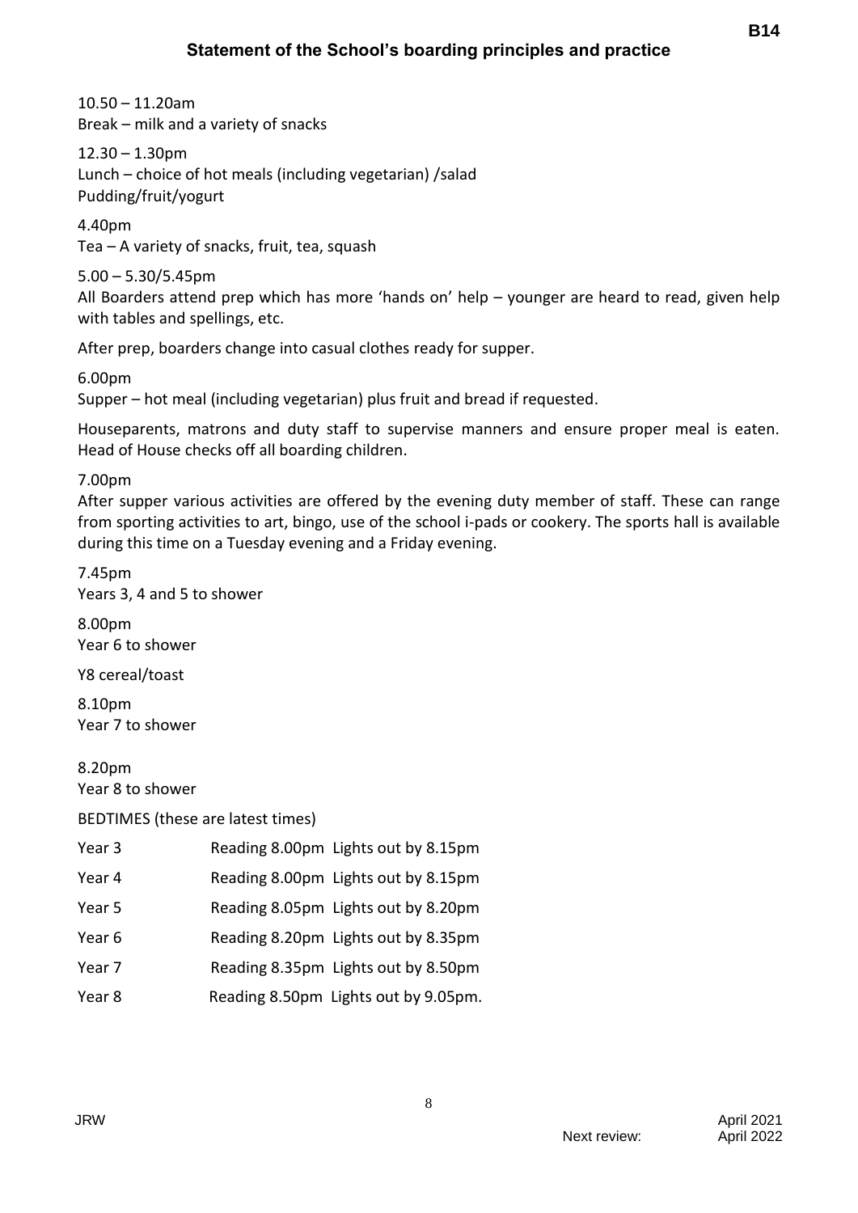10.50 – 11.20am
Break – milk and a variety of snacks

12.30 – 1.30pm
Lunch – choice of hot meals (including vegetarian) /salad
Pudding/fruit/yogurt

4.40pm
Tea – A variety of snacks, fruit, tea, squash

5.00 – 5.30/5.45pm
All Boarders attend prep which has more 'hands on' help – younger are heard to read, given help with tables and spellings, etc.

After prep, boarders change into casual clothes ready for supper.

6.00pm
Supper – hot meal (including vegetarian) plus fruit and bread if requested.

Houseparents, matrons and duty staff to supervise manners and ensure proper meal is eaten. Head of House checks off all boarding children.

7.00pm
After supper various activities are offered by the evening duty member of staff. These can range from sporting activities to art, bingo, use of the school i-pads or cookery. The sports hall is available during this time on a Tuesday evening and a Friday evening.

7.45pm
Years 3, 4 and 5 to shower

8.00pm
Year 6 to shower

Y8 cereal/toast

8.10pm
Year 7 to shower

8.20pm
Year 8 to shower

BEDTIMES (these are latest times)

| | | |
|---|---|---|
| Year 3 | Reading 8.00pm | Lights out by 8.15pm |
| Year 4 | Reading 8.00pm | Lights out by 8.15pm |
| Year 5 | Reading 8.05pm | Lights out by 8.20pm |
| Year 6 | Reading 8.20pm | Lights out by 8.35pm |
| Year 7 | Reading 8.35pm | Lights out by 8.50pm |
| Year 8 | Reading 8.50pm | Lights out by 9.05pm. |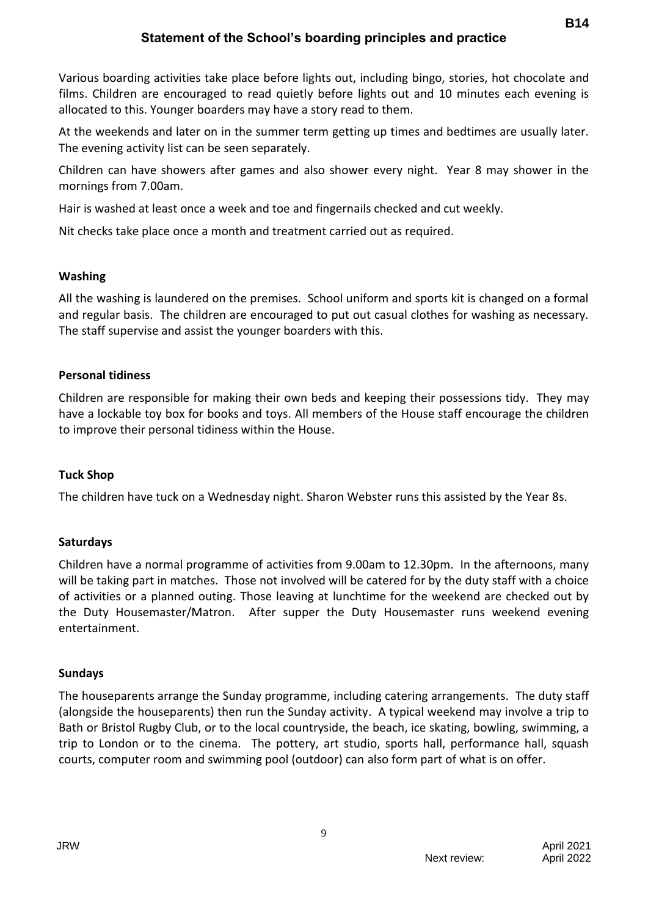Various boarding activities take place before lights out, including bingo, stories, hot chocolate and films. Children are encouraged to read quietly before lights out and 10 minutes each evening is allocated to this. Younger boarders may have a story read to them.

At the weekends and later on in the summer term getting up times and bedtimes are usually later. The evening activity list can be seen separately.

Children can have showers after games and also shower every night. Year 8 may shower in the mornings from 7.00am.

Hair is washed at least once a week and toe and fingernails checked and cut weekly.

Nit checks take place once a month and treatment carried out as required.

**Washing**

All the washing is laundered on the premises. School uniform and sports kit is changed on a formal and regular basis. The children are encouraged to put out casual clothes for washing as necessary. The staff supervise and assist the younger boarders with this.

**Personal tidiness**

Children are responsible for making their own beds and keeping their possessions tidy. They may have a lockable toy box for books and toys. All members of the House staff encourage the children to improve their personal tidiness within the House.

**Tuck Shop**

The children have tuck on a Wednesday night. Sharon Webster runs this assisted by the Year 8s.

**Saturdays**

Children have a normal programme of activities from 9.00am to 12.30pm. In the afternoons, many will be taking part in matches. Those not involved will be catered for by the duty staff with a choice of activities or a planned outing. Those leaving at lunchtime for the weekend are checked out by the Duty Housemaster/Matron. After supper the Duty Housemaster runs weekend evening entertainment.

**Sundays**

The houseparents arrange the Sunday programme, including catering arrangements. The duty staff (alongside the houseparents) then run the Sunday activity. A typical weekend may involve a trip to Bath or Bristol Rugby Club, or to the local countryside, the beach, ice skating, bowling, swimming, a trip to London or to the cinema. The pottery, art studio, sports hall, performance hall, squash courts, computer room and swimming pool (outdoor) can also form part of what is on offer.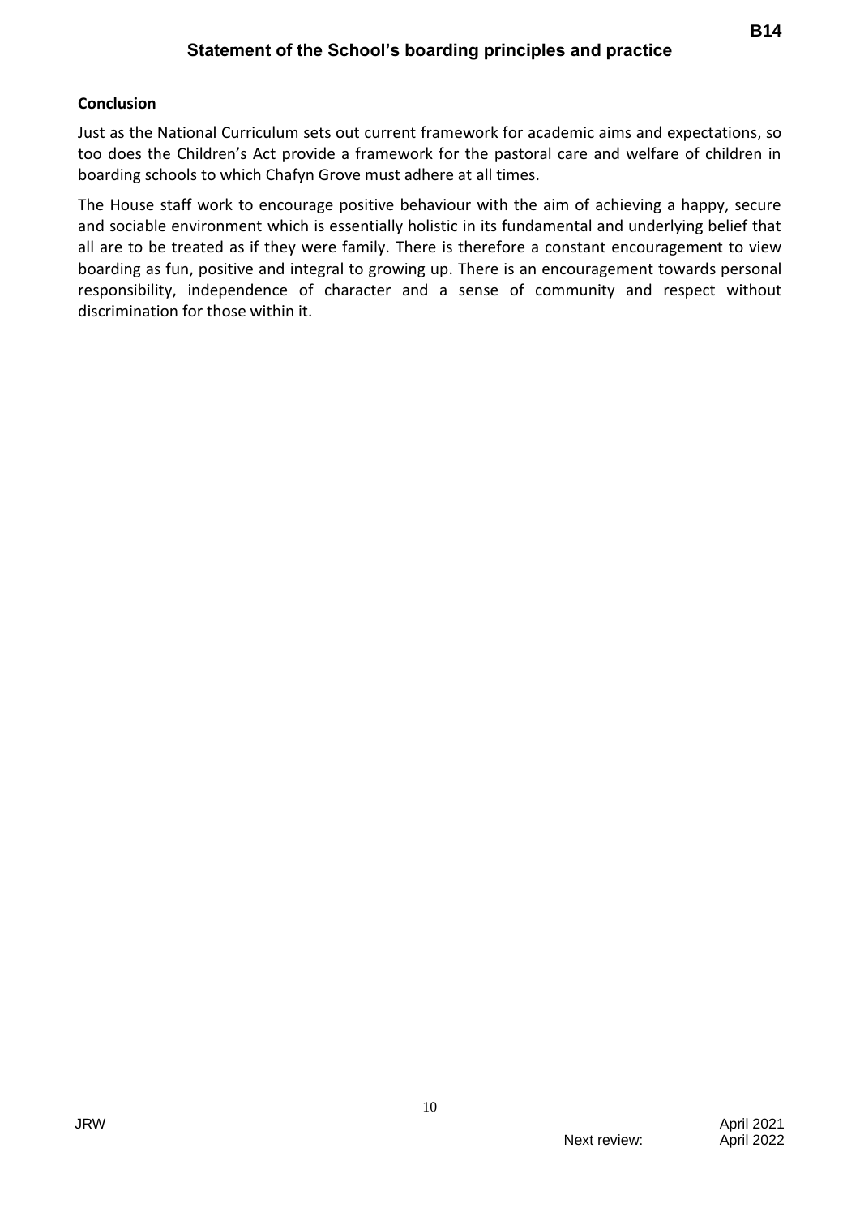**Conclusion**

Just as the National Curriculum sets out current framework for academic aims and expectations, so too does the Children's Act provide a framework for the pastoral care and welfare of children in boarding schools to which Chafyn Grove must adhere at all times.

The House staff work to encourage positive behaviour with the aim of achieving a happy, secure and sociable environment which is essentially holistic in its fundamental and underlying belief that all are to be treated as if they were family. There is therefore a constant encouragement to view boarding as fun, positive and integral to growing up. There is an encouragement towards personal responsibility, independence of character and a sense of community and respect without discrimination for those within it.

JRW April 2021

Next review: April 2022